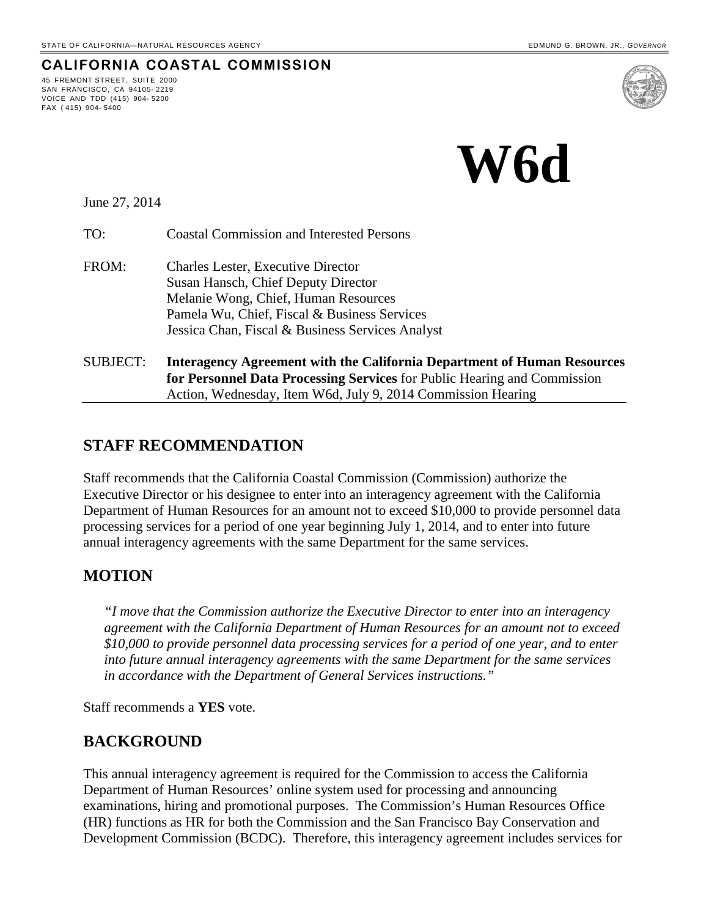STATE OF CALIFORNIA—NATURAL RESOURCES AGENCY

EDMUND G. BROWN, JR., *GOVERNOR*

**CALIFORNIA COASTAL COMMISSION**

45 FREMONT STREET, SUITE 2000
SAN FRANCISCO, CA 94105-2219
VOICE AND TDD (415) 904-5200
FAX (415) 904-5400

# W6d

June 27, 2014

TO: Coastal Commission and Interested Persons

FROM: Charles Lester, Executive Director
Susan Hansch, Chief Deputy Director
Melanie Wong, Chief, Human Resources
Pamela Wu, Chief, Fiscal & Business Services
Jessica Chan, Fiscal & Business Services Analyst

SUBJECT: **Interagency Agreement with the California Department of Human Resources for Personnel Data Processing Services** for Public Hearing and Commission Action, Wednesday, Item W6d, July 9, 2014 Commission Hearing

## STAFF RECOMMENDATION

Staff recommends that the California Coastal Commission (Commission) authorize the Executive Director or his designee to enter into an interagency agreement with the California Department of Human Resources for an amount not to exceed $10,000 to provide personnel data processing services for a period of one year beginning July 1, 2014, and to enter into future annual interagency agreements with the same Department for the same services.

## MOTION

*"I move that the Commission authorize the Executive Director to enter into an interagency agreement with the California Department of Human Resources for an amount not to exceed $10,000 to provide personnel data processing services for a period of one year, and to enter into future annual interagency agreements with the same Department for the same services in accordance with the Department of General Services instructions."*

Staff recommends a **YES** vote.

## BACKGROUND

This annual interagency agreement is required for the Commission to access the California Department of Human Resources' online system used for processing and announcing examinations, hiring and promotional purposes. The Commission's Human Resources Office (HR) functions as HR for both the Commission and the San Francisco Bay Conservation and Development Commission (BCDC). Therefore, this interagency agreement includes services for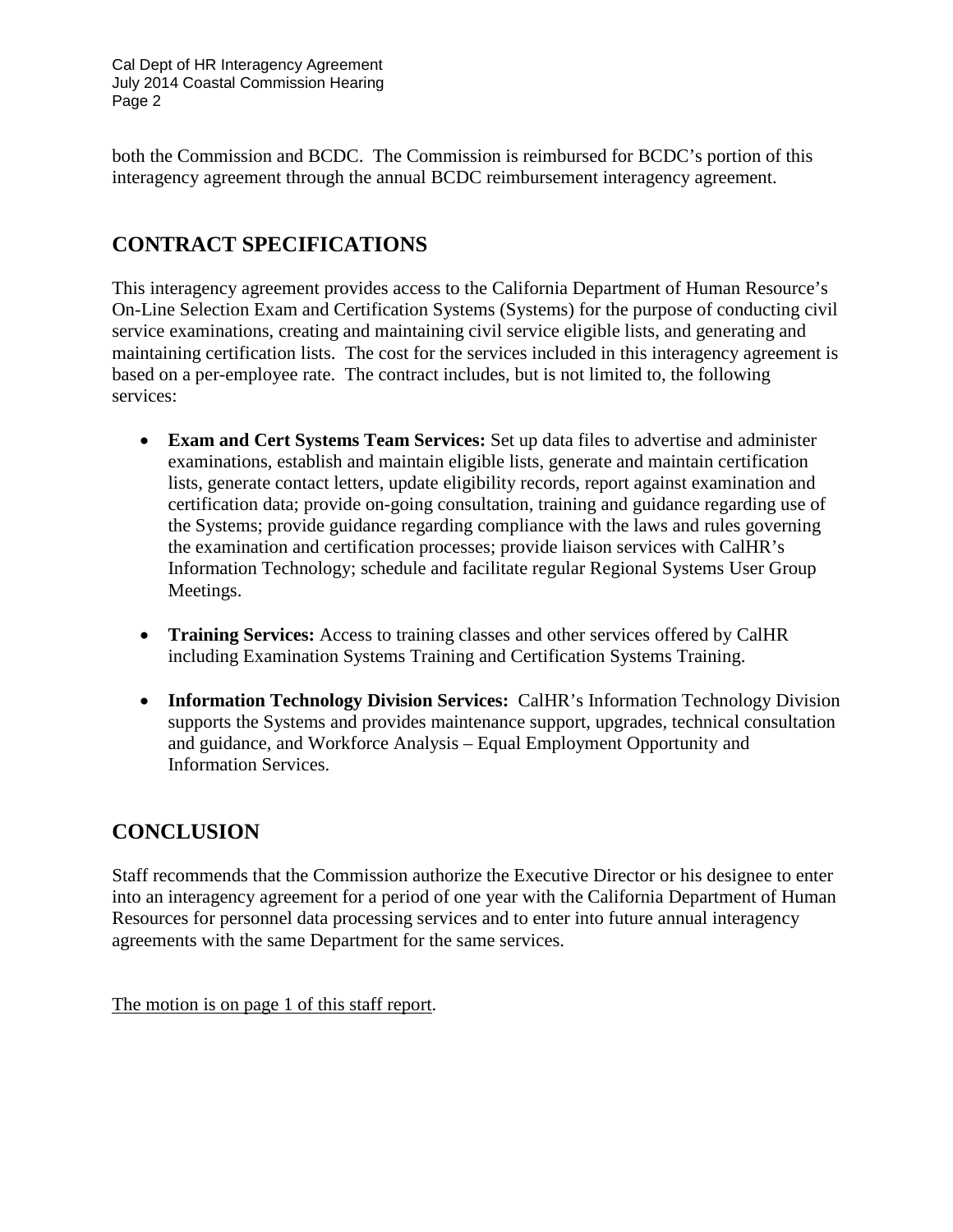both the Commission and BCDC. The Commission is reimbursed for BCDC's portion of this interagency agreement through the annual BCDC reimbursement interagency agreement.

## CONTRACT SPECIFICATIONS

This interagency agreement provides access to the California Department of Human Resource's On-Line Selection Exam and Certification Systems (Systems) for the purpose of conducting civil service examinations, creating and maintaining civil service eligible lists, and generating and maintaining certification lists. The cost for the services included in this interagency agreement is based on a per-employee rate. The contract includes, but is not limited to, the following services:

- **Exam and Cert Systems Team Services:** Set up data files to advertise and administer examinations, establish and maintain eligible lists, generate and maintain certification lists, generate contact letters, update eligibility records, report against examination and certification data; provide on-going consultation, training and guidance regarding use of the Systems; provide guidance regarding compliance with the laws and rules governing the examination and certification processes; provide liaison services with CalHR's Information Technology; schedule and facilitate regular Regional Systems User Group Meetings.

- **Training Services:** Access to training classes and other services offered by CalHR including Examination Systems Training and Certification Systems Training.

- **Information Technology Division Services:** CalHR's Information Technology Division supports the Systems and provides maintenance support, upgrades, technical consultation and guidance, and Workforce Analysis – Equal Employment Opportunity and Information Services.

## CONCLUSION

Staff recommends that the Commission authorize the Executive Director or his designee to enter into an interagency agreement for a period of one year with the California Department of Human Resources for personnel data processing services and to enter into future annual interagency agreements with the same Department for the same services.

The motion is on page 1 of this staff report.